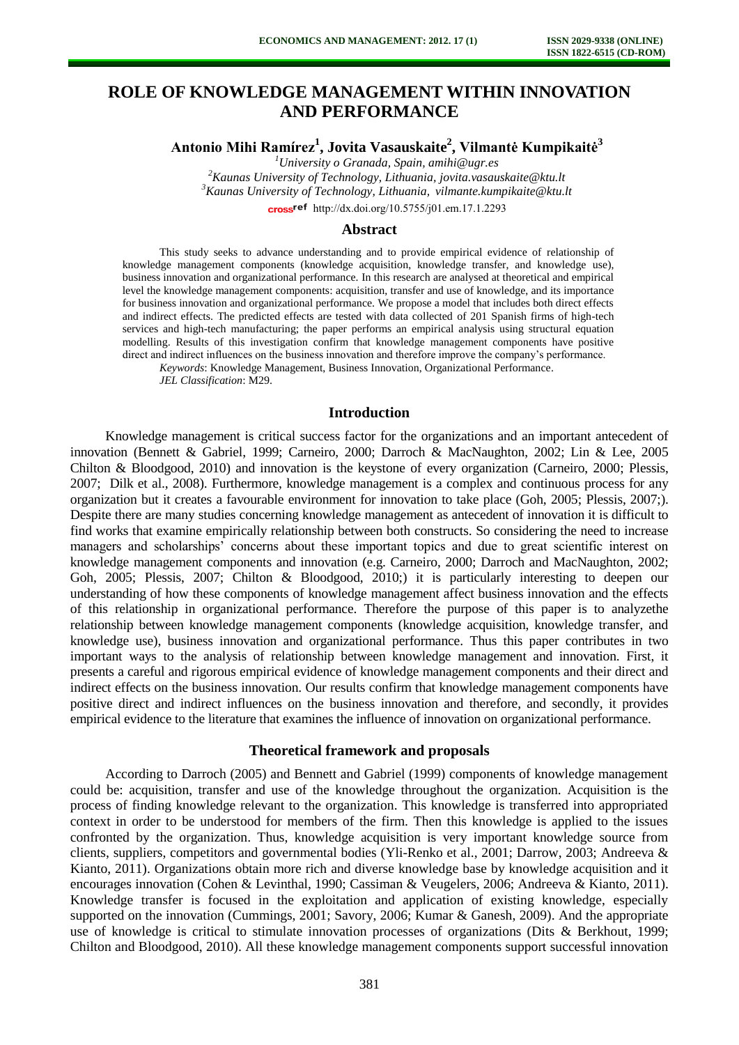# ROLE OF KNOWLEDGE MANAGEMENT WITHIN INNOVATION AND PERFORMANCE

**Antonio Mihi Ramírez[1], Jovita Vasauskaite[2], Vilmantė Kumpikaitė[3]**

[1]*University o Granada, Spain, amihi@ugr.es*
[2]*Kaunas University of Technology, Lithuania, jovita.vasauskaite@ktu.lt*
[3]*Kaunas University of Technology, Lithuania, vilmante.kumpikaite@ktu.lt*

http://dx.doi.org/10.5755/j01.em.17.1.2293

## Abstract

This study seeks to advance understanding and to provide empirical evidence of relationship of knowledge management components (knowledge acquisition, knowledge transfer, and knowledge use), business innovation and organizational performance. In this research are analysed at theoretical and empirical level the knowledge management components: acquisition, transfer and use of knowledge, and its importance for business innovation and organizational performance. We propose a model that includes both direct effects and indirect effects. The predicted effects are tested with data collected of 201 Spanish firms of high-tech services and high-tech manufacturing; the paper performs an empirical analysis using structural equation modelling. Results of this investigation confirm that knowledge management components have positive direct and indirect influences on the business innovation and therefore improve the company's performance.

*Keywords*: Knowledge Management, Business Innovation, Organizational Performance.

*JEL Classification*: M29.

## Introduction

Knowledge management is critical success factor for the organizations and an important antecedent of innovation (Bennett & Gabriel, 1999; Carneiro, 2000; Darroch & MacNaughton, 2002; Lin & Lee, 2005 Chilton & Bloodgood, 2010) and innovation is the keystone of every organization (Carneiro, 2000; Plessis, 2007; Dilk et al., 2008). Furthermore, knowledge management is a complex and continuous process for any organization but it creates a favourable environment for innovation to take place (Goh, 2005; Plessis, 2007;). Despite there are many studies concerning knowledge management as antecedent of innovation it is difficult to find works that examine empirically relationship between both constructs. So considering the need to increase managers and scholarships' concerns about these important topics and due to great scientific interest on knowledge management components and innovation (e.g. Carneiro, 2000; Darroch and MacNaughton, 2002; Goh, 2005; Plessis, 2007; Chilton & Bloodgood, 2010;) it is particularly interesting to deepen our understanding of how these components of knowledge management affect business innovation and the effects of this relationship in organizational performance. Therefore the purpose of this paper is to analyzethe relationship between knowledge management components (knowledge acquisition, knowledge transfer, and knowledge use), business innovation and organizational performance. Thus this paper contributes in two important ways to the analysis of relationship between knowledge management and innovation. First, it presents a careful and rigorous empirical evidence of knowledge management components and their direct and indirect effects on the business innovation. Our results confirm that knowledge management components have positive direct and indirect influences on the business innovation and therefore, and secondly, it provides empirical evidence to the literature that examines the influence of innovation on organizational performance.

## Theoretical framework and proposals

According to Darroch (2005) and Bennett and Gabriel (1999) components of knowledge management could be: acquisition, transfer and use of the knowledge throughout the organization. Acquisition is the process of finding knowledge relevant to the organization. This knowledge is transferred into appropriated context in order to be understood for members of the firm. Then this knowledge is applied to the issues confronted by the organization. Thus, knowledge acquisition is very important knowledge source from clients, suppliers, competitors and governmental bodies (Yli-Renko et al., 2001; Darrow, 2003; Andreeva & Kianto, 2011). Organizations obtain more rich and diverse knowledge base by knowledge acquisition and it encourages innovation (Cohen & Levinthal, 1990; Cassiman & Veugelers, 2006; Andreeva & Kianto, 2011). Knowledge transfer is focused in the exploitation and application of existing knowledge, especially supported on the innovation (Cummings, 2001; Savory, 2006; Kumar & Ganesh, 2009). And the appropriate use of knowledge is critical to stimulate innovation processes of organizations (Dits & Berkhout, 1999; Chilton and Bloodgood, 2010). All these knowledge management components support successful innovation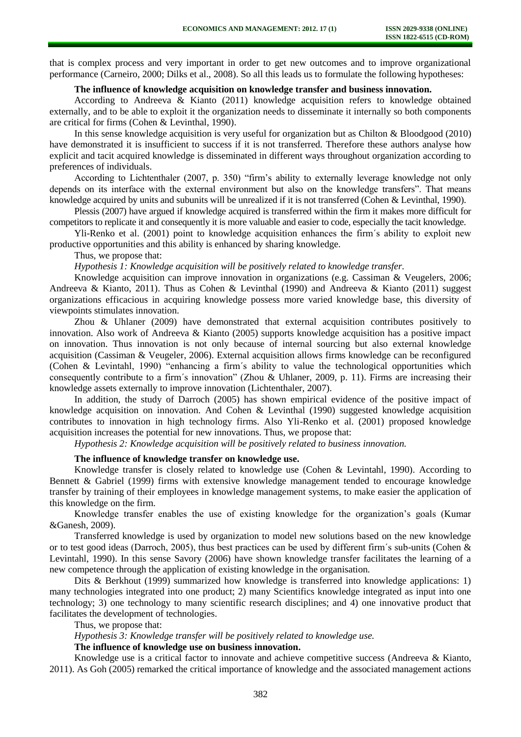that is complex process and very important in order to get new outcomes and to improve organizational performance (Carneiro, 2000; Dilks et al., 2008). So all this leads us to formulate the following hypotheses:

**The influence of knowledge acquisition on knowledge transfer and business innovation.**

According to Andreeva & Kianto (2011) knowledge acquisition refers to knowledge obtained externally, and to be able to exploit it the organization needs to disseminate it internally so both components are critical for firms (Cohen & Levinthal, 1990).

In this sense knowledge acquisition is very useful for organization but as Chilton & Bloodgood (2010) have demonstrated it is insufficient to success if it is not transferred. Therefore these authors analyse how explicit and tacit acquired knowledge is disseminated in different ways throughout organization according to preferences of individuals.

According to Lichtenthaler (2007, p. 350) "firm's ability to externally leverage knowledge not only depends on its interface with the external environment but also on the knowledge transfers". That means knowledge acquired by units and subunits will be unrealized if it is not transferred (Cohen & Levinthal, 1990).

Plessis (2007) have argued if knowledge acquired is transferred within the firm it makes more difficult for competitors to replicate it and consequently it is more valuable and easier to code, especially the tacit knowledge.

Yli-Renko et al. (2001) point to knowledge acquisition enhances the firm´s ability to exploit new productive opportunities and this ability is enhanced by sharing knowledge.

Thus, we propose that:

*Hypothesis 1: Knowledge acquisition will be positively related to knowledge transfer.*

Knowledge acquisition can improve innovation in organizations (e.g. Cassiman & Veugelers, 2006; Andreeva & Kianto, 2011). Thus as Cohen & Levinthal (1990) and Andreeva & Kianto (2011) suggest organizations efficacious in acquiring knowledge possess more varied knowledge base, this diversity of viewpoints stimulates innovation.

Zhou & Uhlaner (2009) have demonstrated that external acquisition contributes positively to innovation. Also work of Andreeva & Kianto (2005) supports knowledge acquisition has a positive impact on innovation. Thus innovation is not only because of internal sourcing but also external knowledge acquisition (Cassiman & Veugeler, 2006). External acquisition allows firms knowledge can be reconfigured (Cohen & Levintahl, 1990) "enhancing a firm´s ability to value the technological opportunities which consequently contribute to a firm´s innovation" (Zhou & Uhlaner, 2009, p. 11). Firms are increasing their knowledge assets externally to improve innovation (Lichtenthaler, 2007).

In addition, the study of Darroch (2005) has shown empirical evidence of the positive impact of knowledge acquisition on innovation. And Cohen & Levinthal (1990) suggested knowledge acquisition contributes to innovation in high technology firms. Also Yli-Renko et al. (2001) proposed knowledge acquisition increases the potential for new innovations. Thus, we propose that:

*Hypothesis 2: Knowledge acquisition will be positively related to business innovation.*

**The influence of knowledge transfer on knowledge use.**

Knowledge transfer is closely related to knowledge use (Cohen & Levintahl, 1990). According to Bennett & Gabriel (1999) firms with extensive knowledge management tended to encourage knowledge transfer by training of their employees in knowledge management systems, to make easier the application of this knowledge on the firm.

Knowledge transfer enables the use of existing knowledge for the organization's goals (Kumar &Ganesh, 2009).

Transferred knowledge is used by organization to model new solutions based on the new knowledge or to test good ideas (Darroch, 2005), thus best practices can be used by different firm´s sub-units (Cohen & Levintahl, 1990). In this sense Savory (2006) have shown knowledge transfer facilitates the learning of a new competence through the application of existing knowledge in the organisation.

Dits & Berkhout (1999) summarized how knowledge is transferred into knowledge applications: 1) many technologies integrated into one product; 2) many Scientifics knowledge integrated as input into one technology; 3) one technology to many scientific research disciplines; and 4) one innovative product that facilitates the development of technologies.

Thus, we propose that:

*Hypothesis 3: Knowledge transfer will be positively related to knowledge use.*

**The influence of knowledge use on business innovation.**

Knowledge use is a critical factor to innovate and achieve competitive success (Andreeva & Kianto, 2011). As Goh (2005) remarked the critical importance of knowledge and the associated management actions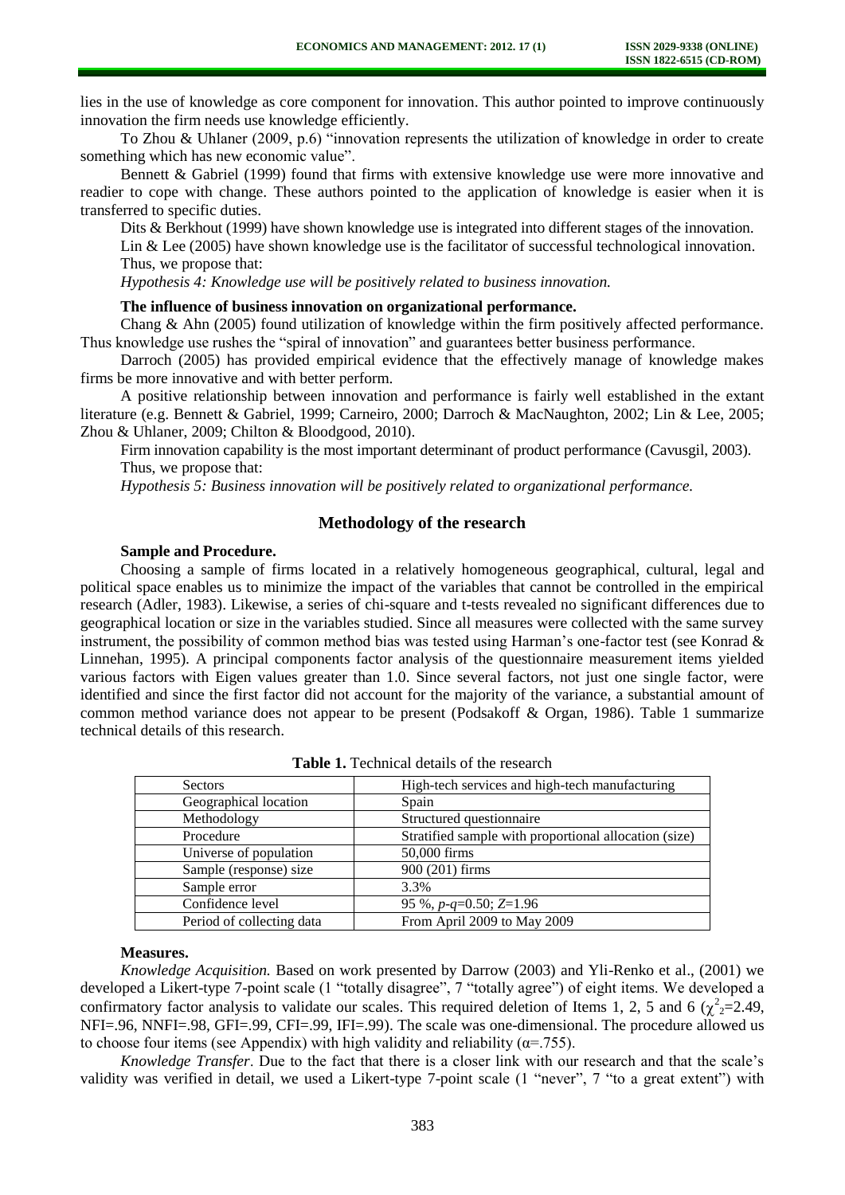lies in the use of knowledge as core component for innovation. This author pointed to improve continuously innovation the firm needs use knowledge efficiently.

To Zhou & Uhlaner (2009, p.6) "innovation represents the utilization of knowledge in order to create something which has new economic value".

Bennett & Gabriel (1999) found that firms with extensive knowledge use were more innovative and readier to cope with change. These authors pointed to the application of knowledge is easier when it is transferred to specific duties.

Dits & Berkhout (1999) have shown knowledge use is integrated into different stages of the innovation.

Lin & Lee (2005) have shown knowledge use is the facilitator of successful technological innovation.

Thus, we propose that:

*Hypothesis 4: Knowledge use will be positively related to business innovation.*

**The influence of business innovation on organizational performance.**

Chang & Ahn (2005) found utilization of knowledge within the firm positively affected performance. Thus knowledge use rushes the "spiral of innovation" and guarantees better business performance.

Darroch (2005) has provided empirical evidence that the effectively manage of knowledge makes firms be more innovative and with better perform.

A positive relationship between innovation and performance is fairly well established in the extant literature (e.g. Bennett & Gabriel, 1999; Carneiro, 2000; Darroch & MacNaughton, 2002; Lin & Lee, 2005; Zhou & Uhlaner, 2009; Chilton & Bloodgood, 2010).

Firm innovation capability is the most important determinant of product performance (Cavusgil, 2003).

Thus, we propose that:

*Hypothesis 5: Business innovation will be positively related to organizational performance.*

## Methodology of the research

**Sample and Procedure.**

Choosing a sample of firms located in a relatively homogeneous geographical, cultural, legal and political space enables us to minimize the impact of the variables that cannot be controlled in the empirical research (Adler, 1983). Likewise, a series of chi-square and t-tests revealed no significant differences due to geographical location or size in the variables studied. Since all measures were collected with the same survey instrument, the possibility of common method bias was tested using Harman's one-factor test (see Konrad & Linnehan, 1995). A principal components factor analysis of the questionnaire measurement items yielded various factors with Eigen values greater than 1.0. Since several factors, not just one single factor, were identified and since the first factor did not account for the majority of the variance, a substantial amount of common method variance does not appear to be present (Podsakoff & Organ, 1986). Table 1 summarize technical details of this research.

**Table 1.** Technical details of the research

| Sectors | High-tech services and high-tech manufacturing |
|---|---|
| Geographical location | Spain |
| Methodology | Structured questionnaire |
| Procedure | Stratified sample with proportional allocation (size) |
| Universe of population | 50,000 firms |
| Sample (response) size | 900 (201) firms |
| Sample error | 3.3% |
| Confidence level | 95 %, $p$-$q$=0.50; $Z$=1.96 |
| Period of collecting data | From April 2009 to May 2009 |

**Measures.**

*Knowledge Acquisition.* Based on work presented by Darrow (2003) and Yli-Renko et al., (2001) we developed a Likert-type 7-point scale (1 "totally disagree", 7 "totally agree") of eight items. We developed a confirmatory factor analysis to validate our scales. This required deletion of Items 1, 2, 5 and 6 ($\chi^2_2$=2.49, NFI=.96, NNFI=.98, GFI=.99, CFI=.99, IFI=.99). The scale was one-dimensional. The procedure allowed us to choose four items (see Appendix) with high validity and reliability ($\alpha$=.755).

*Knowledge Transfer*. Due to the fact that there is a closer link with our research and that the scale's validity was verified in detail, we used a Likert-type 7-point scale (1 "never", 7 "to a great extent") with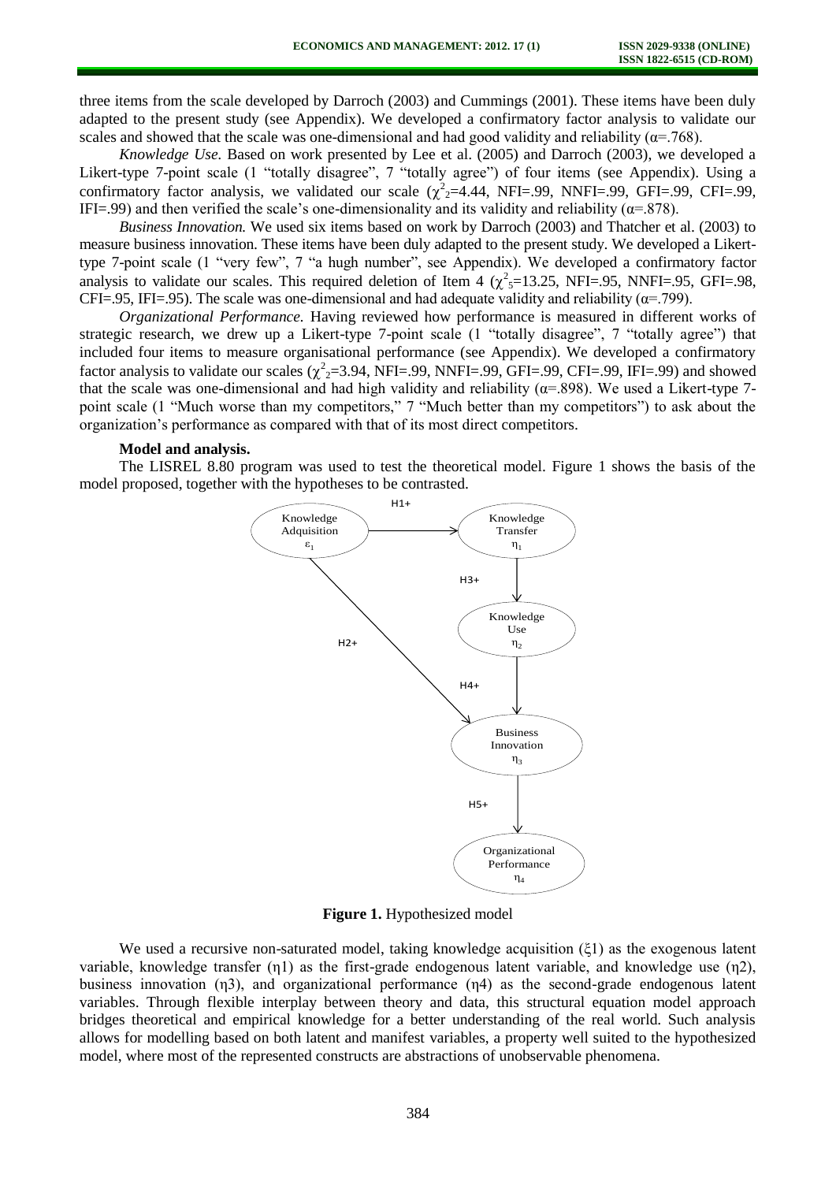three items from the scale developed by Darroch (2003) and Cummings (2001). These items have been duly adapted to the present study (see Appendix). We developed a confirmatory factor analysis to validate our scales and showed that the scale was one-dimensional and had good validity and reliability (α=.768).

*Knowledge Use.* Based on work presented by Lee et al. (2005) and Darroch (2003), we developed a Likert-type 7-point scale (1 "totally disagree", 7 "totally agree") of four items (see Appendix). Using a confirmatory factor analysis, we validated our scale ($\chi^2_2$=4.44, NFI=.99, NNFI=.99, GFI=.99, CFI=.99, IFI=.99) and then verified the scale's one-dimensionality and its validity and reliability (α=.878).

*Business Innovation.* We used six items based on work by Darroch (2003) and Thatcher et al. (2003) to measure business innovation. These items have been duly adapted to the present study. We developed a Likert-type 7-point scale (1 "very few", 7 "a hugh number", see Appendix). We developed a confirmatory factor analysis to validate our scales. This required deletion of Item 4 ($\chi^2_5$=13.25, NFI=.95, NNFI=.95, GFI=.98, CFI=.95, IFI=.95). The scale was one-dimensional and had adequate validity and reliability (α=.799).

*Organizational Performance.* Having reviewed how performance is measured in different works of strategic research, we drew up a Likert-type 7-point scale (1 "totally disagree", 7 "totally agree") that included four items to measure organisational performance (see Appendix). We developed a confirmatory factor analysis to validate our scales ($\chi^2_2$=3.94, NFI=.99, NNFI=.99, GFI=.99, CFI=.99, IFI=.99) and showed that the scale was one-dimensional and had high validity and reliability (α=.898). We used a Likert-type 7-point scale (1 "Much worse than my competitors," 7 "Much better than my competitors") to ask about the organization's performance as compared with that of its most direct competitors.

**Model and analysis.**

The LISREL 8.80 program was used to test the theoretical model. Figure 1 shows the basis of the model proposed, together with the hypotheses to be contrasted.

**Figure 1.** Hypothesized model

We used a recursive non-saturated model, taking knowledge acquisition ($\xi_1$) as the exogenous latent variable, knowledge transfer ($\eta_1$) as the first-grade endogenous latent variable, and knowledge use ($\eta_2$), business innovation ($\eta_3$), and organizational performance ($\eta_4$) as the second-grade endogenous latent variables. Through flexible interplay between theory and data, this structural equation model approach bridges theoretical and empirical knowledge for a better understanding of the real world. Such analysis allows for modelling based on both latent and manifest variables, a property well suited to the hypothesized model, where most of the represented constructs are abstractions of unobservable phenomena.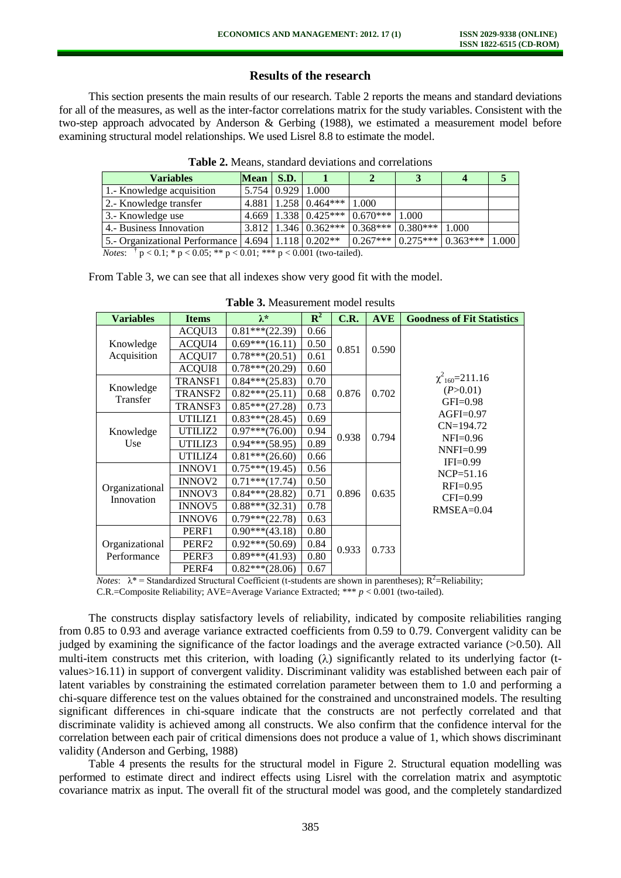## Results of the research

This section presents the main results of our research. Table 2 reports the means and standard deviations for all of the measures, as well as the inter-factor correlations matrix for the study variables. Consistent with the two-step approach advocated by Anderson & Gerbing (1988), we estimated a measurement model before examining structural model relationships. We used Lisrel 8.8 to estimate the model.

**Table 2.** Means, standard deviations and correlations

| Variables | Mean | S.D. | 1 | 2 | 3 | 4 | 5 |
|---|---|---|---|---|---|---|---|
| 1.- Knowledge acquisition | 5.754 | 0.929 | 1.000 | | | | |
| 2.- Knowledge transfer | 4.881 | 1.258 | 0.464*** | 1.000 | | | |
| 3.- Knowledge use | 4.669 | 1.338 | 0.425*** | 0.670*** | 1.000 | | |
| 4.- Business Innovation | 3.812 | 1.346 | 0.362*** | 0.368*** | 0.380*** | 1.000 | |
| 5.- Organizational Performance | 4.694 | 1.118 | 0.202** | 0.267*** | 0.275*** | 0.363*** | 1.000 |

*Notes*: † $p < 0.1$; * $p < 0.05$; ** $p < 0.01$; *** $p < 0.001$ (two-tailed).

From Table 3, we can see that all indexes show very good fit with the model.

**Table 3.** Measurement model results

| Variables | Items | λ* | $R^2$ | C.R. | AVE | Goodness of Fit Statistics |
|---|---|---|---|---|---|---|
| Knowledge Acquisition | ACQUI3 | 0.81***(22.39) | 0.66 | 0.851 | 0.590 | $\chi^2_{160}$=211.16 ($P$>0.01) GFI=0.98 AGFI=0.97 CN=194.72 NFI=0.96 NNFI=0.99 IFI=0.99 NCP=51.16 RFI=0.95 CFI=0.99 RMSEA=0.04 |
| | ACQUI4 | 0.69***(16.11) | 0.50 | | | |
| | ACQUI7 | 0.78***(20.51) | 0.61 | | | |
| | ACQUI8 | 0.78***(20.29) | 0.60 | | | |
| Knowledge Transfer | TRANSF1 | 0.84***(25.83) | 0.70 | 0.876 | 0.702 | |
| | TRANSF2 | 0.82***(25.11) | 0.68 | | | |
| | TRANSF3 | 0.85***(27.28) | 0.73 | | | |
| Knowledge Use | UTILIZ1 | 0.83***(28.45) | 0.69 | 0.938 | 0.794 | |
| | UTILIZ2 | 0.97***(76.00) | 0.94 | | | |
| | UTILIZ3 | 0.94***(58.95) | 0.89 | | | |
| | UTILIZ4 | 0.81***(26.60) | 0.66 | | | |
| Organizational Innovation | INNOV1 | 0.75***(19.45) | 0.56 | 0.896 | 0.635 | |
| | INNOV2 | 0.71***(17.74) | 0.50 | | | |
| | INNOV3 | 0.84***(28.82) | 0.71 | | | |
| | INNOV5 | 0.88***(32.31) | 0.78 | | | |
| | INNOV6 | 0.79***(22.78) | 0.63 | | | |
| Organizational Performance | PERF1 | 0.90***(43.18) | 0.80 | 0.933 | 0.733 | |
| | PERF2 | 0.92***(50.69) | 0.84 | | | |
| | PERF3 | 0.89***(41.93) | 0.80 | | | |
| | PERF4 | 0.82***(28.06) | 0.67 | | | |

*Notes*: λ* = Standardized Structural Coefficient (t-students are shown in parentheses); $R^2$=Reliability; C.R.=Composite Reliability; AVE=Average Variance Extracted; *** $p < 0.001$ (two-tailed).

The constructs display satisfactory levels of reliability, indicated by composite reliabilities ranging from 0.85 to 0.93 and average variance extracted coefficients from 0.59 to 0.79. Convergent validity can be judged by examining the significance of the factor loadings and the average extracted variance (>0.50). All multi-item constructs met this criterion, with loading (λ) significantly related to its underlying factor (t-values>16.11) in support of convergent validity. Discriminant validity was established between each pair of latent variables by constraining the estimated correlation parameter between them to 1.0 and performing a chi-square difference test on the values obtained for the constrained and unconstrained models. The resulting significant differences in chi-square indicate that the constructs are not perfectly correlated and that discriminate validity is achieved among all constructs. We also confirm that the confidence interval for the correlation between each pair of critical dimensions does not produce a value of 1, which shows discriminant validity (Anderson and Gerbing, 1988)

Table 4 presents the results for the structural model in Figure 2. Structural equation modelling was performed to estimate direct and indirect effects using Lisrel with the correlation matrix and asymptotic covariance matrix as input. The overall fit of the structural model was good, and the completely standardized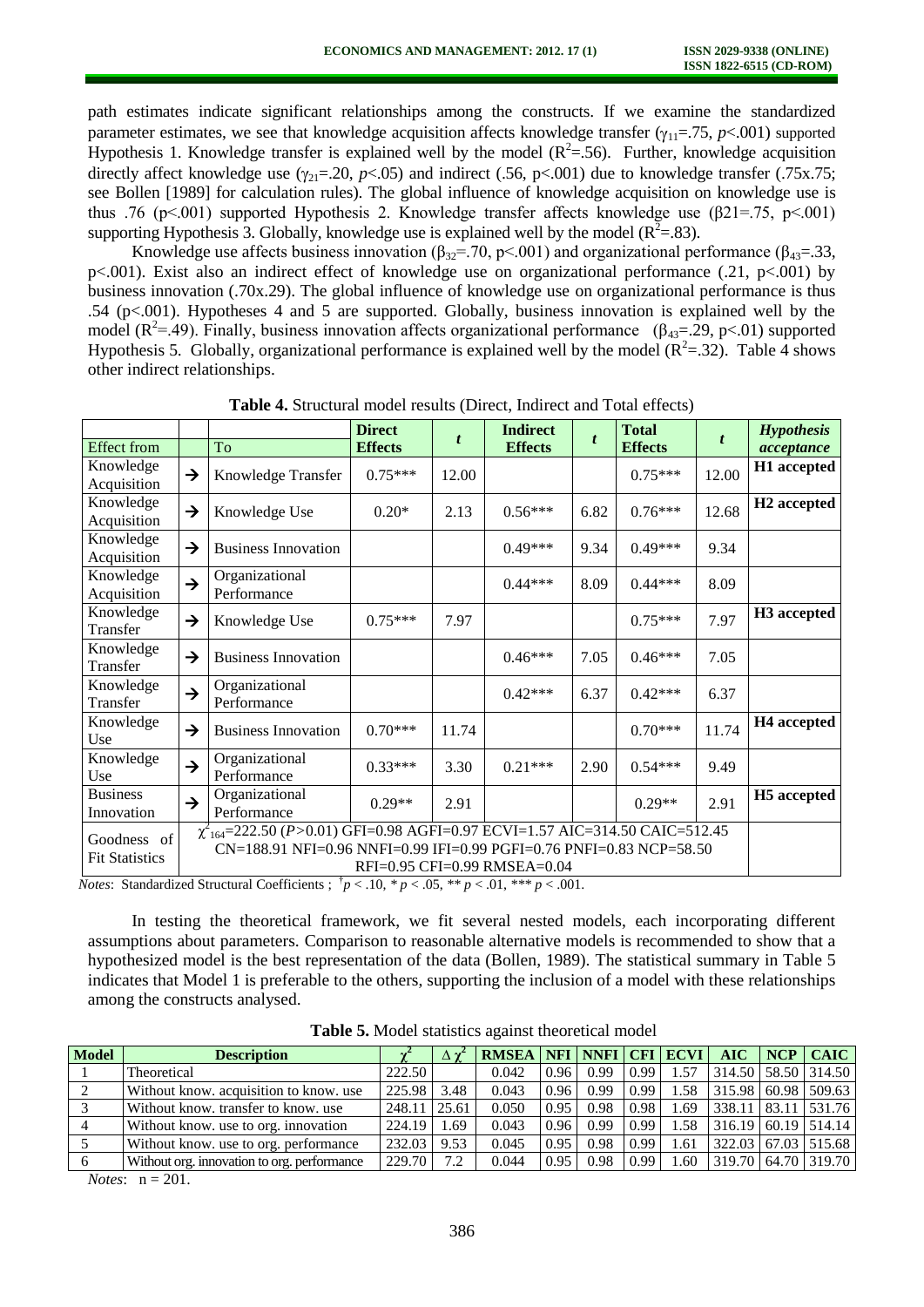path estimates indicate significant relationships among the constructs. If we examine the standardized parameter estimates, we see that knowledge acquisition affects knowledge transfer ($\gamma_{11}$=.75, $p$<.001) supported Hypothesis 1. Knowledge transfer is explained well by the model ($R^2$=.56). Further, knowledge acquisition directly affect knowledge use ($\gamma_{21}$=.20, $p$<.05) and indirect (.56, p<.001) due to knowledge transfer (.75x.75; see Bollen [1989] for calculation rules). The global influence of knowledge acquisition on knowledge use is thus .76 (p<.001) supported Hypothesis 2. Knowledge transfer affects knowledge use ($\beta_{21}$=.75, p<.001) supporting Hypothesis 3. Globally, knowledge use is explained well by the model ($R^2$=.83).

Knowledge use affects business innovation ($\beta_{32}$=.70, p<.001) and organizational performance ($\beta_{43}$=.33, p<.001). Exist also an indirect effect of knowledge use on organizational performance (.21, p<.001) by business innovation (.70x.29). The global influence of knowledge use on organizational performance is thus .54 (p<.001). Hypotheses 4 and 5 are supported. Globally, business innovation is explained well by the model ($R^2$=.49). Finally, business innovation affects organizational performance ($\beta_{43}$=.29, p<.01) supported Hypothesis 5. Globally, organizational performance is explained well by the model ($R^2$=.32). Table 4 shows other indirect relationships.

**Table 4.** Structural model results (Direct, Indirect and Total effects)

| Effect from | | To | Direct Effects | *t* | Indirect Effects | *t* | Total Effects | *t* | *Hypothesis acceptance* |
|---|---|---|---|---|---|---|---|---|---|
| Knowledge Acquisition | → | Knowledge Transfer | 0.75*** | 12.00 | | | 0.75*** | 12.00 | **H1 accepted** |
| Knowledge Acquisition | → | Knowledge Use | 0.20* | 2.13 | 0.56*** | 6.82 | 0.76*** | 12.68 | **H2 accepted** |
| Knowledge Acquisition | → | Business Innovation | | | 0.49*** | 9.34 | 0.49*** | 9.34 | |
| Knowledge Acquisition | → | Organizational Performance | | | 0.44*** | 8.09 | 0.44*** | 8.09 | |
| Knowledge Transfer | → | Knowledge Use | 0.75*** | 7.97 | | | 0.75*** | 7.97 | **H3 accepted** |
| Knowledge Transfer | → | Business Innovation | | | 0.46*** | 7.05 | 0.46*** | 7.05 | |
| Knowledge Transfer | → | Organizational Performance | | | 0.42*** | 6.37 | 0.42*** | 6.37 | |
| Knowledge Use | → | Business Innovation | 0.70*** | 11.74 | | | 0.70*** | 11.74 | **H4 accepted** |
| Knowledge Use | → | Organizational Performance | 0.33*** | 3.30 | 0.21*** | 2.90 | 0.54*** | 9.49 | |
| Business Innovation | → | Organizational Performance | 0.29** | 2.91 | | | 0.29** | 2.91 | **H5 accepted** |
| Goodness of Fit Statistics | | $\chi^2_{164}$=222.50 (*P*>0.01) GFI=0.98 AGFI=0.97 ECVI=1.57 AIC=314.50 CAIC=512.45 CN=188.91 NFI=0.96 NNFI=0.99 IFI=0.99 PGFI=0.76 PNFI=0.83 NCP=58.50 RFI=0.95 CFI=0.99 RMSEA=0.04 | | | | | | | |

*Notes*: Standardized Structural Coefficients ; $^{\dagger}p < .10$, $^{*}p < .05$, $^{**}p < .01$, $^{***}p < .001$.

In testing the theoretical framework, we fit several nested models, each incorporating different assumptions about parameters. Comparison to reasonable alternative models is recommended to show that a hypothesized model is the best representation of the data (Bollen, 1989). The statistical summary in Table 5 indicates that Model 1 is preferable to the others, supporting the inclusion of a model with these relationships among the constructs analysed.

**Table 5.** Model statistics against theoretical model

| Model | Description | $\chi^2$ | $\Delta\chi^2$ | RMSEA | NFI | NNFI | CFI | ECVI | AIC | NCP | CAIC |
|---|---|---|---|---|---|---|---|---|---|---|---|
| 1 | Theoretical | 222.50 | | 0.042 | 0.96 | 0.99 | 0.99 | 1.57 | 314.50 | 58.50 | 314.50 |
| 2 | Without know. acquisition to know. use | 225.98 | 3.48 | 0.043 | 0.96 | 0.99 | 0.99 | 1.58 | 315.98 | 60.98 | 509.63 |
| 3 | Without know. transfer to know. use | 248.11 | 25.61 | 0.050 | 0.95 | 0.98 | 0.98 | 1.69 | 338.11 | 83.11 | 531.76 |
| 4 | Without know. use to org. innovation | 224.19 | 1.69 | 0.043 | 0.96 | 0.99 | 0.99 | 1.58 | 316.19 | 60.19 | 514.14 |
| 5 | Without know. use to org. performance | 232.03 | 9.53 | 0.045 | 0.95 | 0.98 | 0.99 | 1.61 | 322.03 | 67.03 | 515.68 |
| 6 | Without org. innovation to org. performance | 229.70 | 7.2 | 0.044 | 0.95 | 0.98 | 0.99 | 1.60 | 319.70 | 64.70 | 319.70 |

*Notes*: n = 201.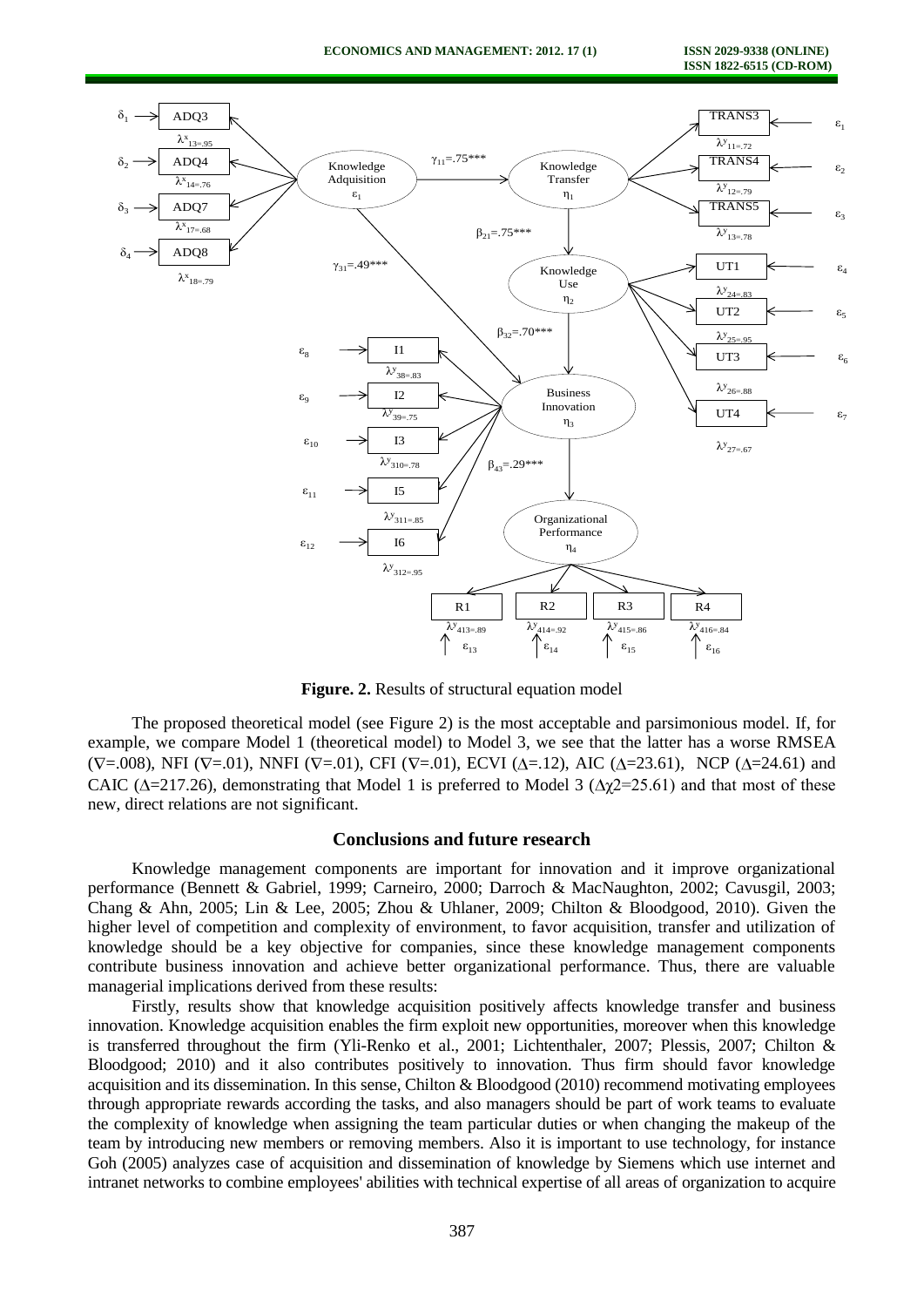**Figure. 2.** Results of structural equation model

The proposed theoretical model (see Figure 2) is the most acceptable and parsimonious model. If, for example, we compare Model 1 (theoretical model) to Model 3, we see that the latter has a worse RMSEA ($\nabla$=.008), NFI ($\nabla$=.01), NNFI ($\nabla$=.01), CFI ($\nabla$=.01), ECVI ($\Delta$=.12), AIC ($\Delta$=23.61), NCP ($\Delta$=24.61) and CAIC ($\Delta$=217.26), demonstrating that Model 1 is preferred to Model 3 ($\Delta\chi 2$=25.61) and that most of these new, direct relations are not significant.

## Conclusions and future research

Knowledge management components are important for innovation and it improve organizational performance (Bennett & Gabriel, 1999; Carneiro, 2000; Darroch & MacNaughton, 2002; Cavusgil, 2003; Chang & Ahn, 2005; Lin & Lee, 2005; Zhou & Uhlaner, 2009; Chilton & Bloodgood, 2010). Given the higher level of competition and complexity of environment, to favor acquisition, transfer and utilization of knowledge should be a key objective for companies, since these knowledge management components contribute business innovation and achieve better organizational performance. Thus, there are valuable managerial implications derived from these results:

Firstly, results show that knowledge acquisition positively affects knowledge transfer and business innovation. Knowledge acquisition enables the firm exploit new opportunities, moreover when this knowledge is transferred throughout the firm (Yli-Renko et al., 2001; Lichtenthaler, 2007; Plessis, 2007; Chilton & Bloodgood; 2010) and it also contributes positively to innovation. Thus firm should favor knowledge acquisition and its dissemination. In this sense, Chilton & Bloodgood (2010) recommend motivating employees through appropriate rewards according the tasks, and also managers should be part of work teams to evaluate the complexity of knowledge when assigning the team particular duties or when changing the makeup of the team by introducing new members or removing members. Also it is important to use technology, for instance Goh (2005) analyzes case of acquisition and dissemination of knowledge by Siemens which use internet and intranet networks to combine employees' abilities with technical expertise of all areas of organization to acquire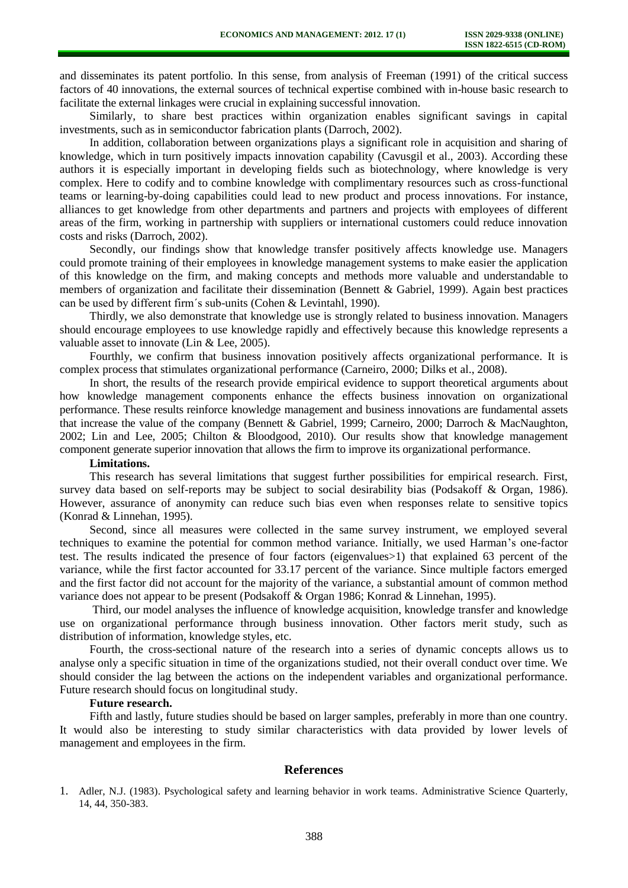and disseminates its patent portfolio. In this sense, from analysis of Freeman (1991) of the critical success factors of 40 innovations, the external sources of technical expertise combined with in-house basic research to facilitate the external linkages were crucial in explaining successful innovation.

Similarly, to share best practices within organization enables significant savings in capital investments, such as in semiconductor fabrication plants (Darroch, 2002).

In addition, collaboration between organizations plays a significant role in acquisition and sharing of knowledge, which in turn positively impacts innovation capability (Cavusgil et al., 2003). According these authors it is especially important in developing fields such as biotechnology, where knowledge is very complex. Here to codify and to combine knowledge with complimentary resources such as cross-functional teams or learning-by-doing capabilities could lead to new product and process innovations. For instance, alliances to get knowledge from other departments and partners and projects with employees of different areas of the firm, working in partnership with suppliers or international customers could reduce innovation costs and risks (Darroch, 2002).

Secondly, our findings show that knowledge transfer positively affects knowledge use. Managers could promote training of their employees in knowledge management systems to make easier the application of this knowledge on the firm, and making concepts and methods more valuable and understandable to members of organization and facilitate their dissemination (Bennett & Gabriel, 1999). Again best practices can be used by different firm´s sub-units (Cohen & Levintahl, 1990).

Thirdly, we also demonstrate that knowledge use is strongly related to business innovation. Managers should encourage employees to use knowledge rapidly and effectively because this knowledge represents a valuable asset to innovate (Lin & Lee, 2005).

Fourthly, we confirm that business innovation positively affects organizational performance. It is complex process that stimulates organizational performance (Carneiro, 2000; Dilks et al., 2008).

In short, the results of the research provide empirical evidence to support theoretical arguments about how knowledge management components enhance the effects business innovation on organizational performance. These results reinforce knowledge management and business innovations are fundamental assets that increase the value of the company (Bennett & Gabriel, 1999; Carneiro, 2000; Darroch & MacNaughton, 2002; Lin and Lee, 2005; Chilton & Bloodgood, 2010). Our results show that knowledge management component generate superior innovation that allows the firm to improve its organizational performance.

**Limitations.**

This research has several limitations that suggest further possibilities for empirical research. First, survey data based on self-reports may be subject to social desirability bias (Podsakoff & Organ, 1986). However, assurance of anonymity can reduce such bias even when responses relate to sensitive topics (Konrad & Linnehan, 1995).

Second, since all measures were collected in the same survey instrument, we employed several techniques to examine the potential for common method variance. Initially, we used Harman's one-factor test. The results indicated the presence of four factors (eigenvalues>1) that explained 63 percent of the variance, while the first factor accounted for 33.17 percent of the variance. Since multiple factors emerged and the first factor did not account for the majority of the variance, a substantial amount of common method variance does not appear to be present (Podsakoff & Organ 1986; Konrad & Linnehan, 1995).

Third, our model analyses the influence of knowledge acquisition, knowledge transfer and knowledge use on organizational performance through business innovation. Other factors merit study, such as distribution of information, knowledge styles, etc.

Fourth, the cross-sectional nature of the research into a series of dynamic concepts allows us to analyse only a specific situation in time of the organizations studied, not their overall conduct over time. We should consider the lag between the actions on the independent variables and organizational performance. Future research should focus on longitudinal study.

**Future research.**

Fifth and lastly, future studies should be based on larger samples, preferably in more than one country. It would also be interesting to study similar characteristics with data provided by lower levels of management and employees in the firm.

## References

1. Adler, N.J. (1983). Psychological safety and learning behavior in work teams. Administrative Science Quarterly, 14, 44, 350-383.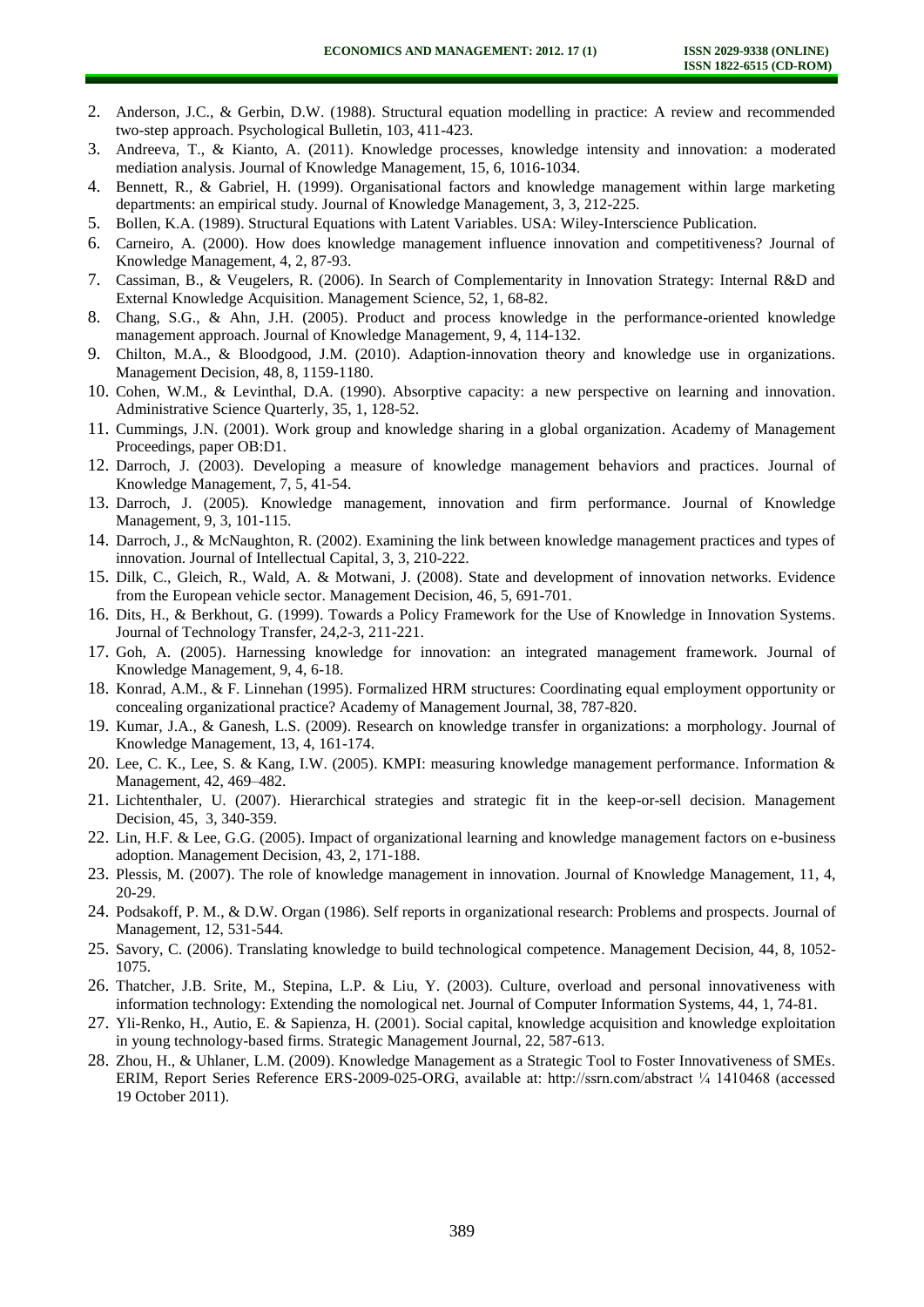2. Anderson, J.C., & Gerbin, D.W. (1988). Structural equation modelling in practice: A review and recommended two-step approach. Psychological Bulletin, 103, 411-423.
3. Andreeva, T., & Kianto, A. (2011). Knowledge processes, knowledge intensity and innovation: a moderated mediation analysis. Journal of Knowledge Management, 15, 6, 1016-1034.
4. Bennett, R., & Gabriel, H. (1999). Organisational factors and knowledge management within large marketing departments: an empirical study. Journal of Knowledge Management, 3, 3, 212-225.
5. Bollen, K.A. (1989). Structural Equations with Latent Variables. USA: Wiley-Interscience Publication.
6. Carneiro, A. (2000). How does knowledge management influence innovation and competitiveness? Journal of Knowledge Management, 4, 2, 87-93.
7. Cassiman, B., & Veugelers, R. (2006). In Search of Complementarity in Innovation Strategy: Internal R&D and External Knowledge Acquisition. Management Science, 52, 1, 68-82.
8. Chang, S.G., & Ahn, J.H. (2005). Product and process knowledge in the performance-oriented knowledge management approach. Journal of Knowledge Management, 9, 4, 114-132.
9. Chilton, M.A., & Bloodgood, J.M. (2010). Adaption-innovation theory and knowledge use in organizations. Management Decision, 48, 8, 1159-1180.
10. Cohen, W.M., & Levinthal, D.A. (1990). Absorptive capacity: a new perspective on learning and innovation. Administrative Science Quarterly, 35, 1, 128-52.
11. Cummings, J.N. (2001). Work group and knowledge sharing in a global organization. Academy of Management Proceedings, paper OB:D1.
12. Darroch, J. (2003). Developing a measure of knowledge management behaviors and practices. Journal of Knowledge Management, 7, 5, 41-54.
13. Darroch, J. (2005). Knowledge management, innovation and firm performance. Journal of Knowledge Management, 9, 3, 101-115.
14. Darroch, J., & McNaughton, R. (2002). Examining the link between knowledge management practices and types of innovation. Journal of Intellectual Capital, 3, 3, 210-222.
15. Dilk, C., Gleich, R., Wald, A. & Motwani, J. (2008). State and development of innovation networks. Evidence from the European vehicle sector. Management Decision, 46, 5, 691-701.
16. Dits, H., & Berkhout, G. (1999). Towards a Policy Framework for the Use of Knowledge in Innovation Systems. Journal of Technology Transfer, 24,2-3, 211-221.
17. Goh, A. (2005). Harnessing knowledge for innovation: an integrated management framework. Journal of Knowledge Management, 9, 4, 6-18.
18. Konrad, A.M., & F. Linnehan (1995). Formalized HRM structures: Coordinating equal employment opportunity or concealing organizational practice? Academy of Management Journal, 38, 787-820.
19. Kumar, J.A., & Ganesh, L.S. (2009). Research on knowledge transfer in organizations: a morphology. Journal of Knowledge Management, 13, 4, 161-174.
20. Lee, C. K., Lee, S. & Kang, I.W. (2005). KMPI: measuring knowledge management performance. Information & Management, 42, 469–482.
21. Lichtenthaler, U. (2007). Hierarchical strategies and strategic fit in the keep-or-sell decision. Management Decision, 45, 3, 340-359.
22. Lin, H.F. & Lee, G.G. (2005). Impact of organizational learning and knowledge management factors on e-business adoption. Management Decision, 43, 2, 171-188.
23. Plessis, M. (2007). The role of knowledge management in innovation. Journal of Knowledge Management, 11, 4, 20-29.
24. Podsakoff, P. M., & D.W. Organ (1986). Self reports in organizational research: Problems and prospects. Journal of Management, 12, 531-544.
25. Savory, C. (2006). Translating knowledge to build technological competence. Management Decision, 44, 8, 1052-1075.
26. Thatcher, J.B. Srite, M., Stepina, L.P. & Liu, Y. (2003). Culture, overload and personal innovativeness with information technology: Extending the nomological net. Journal of Computer Information Systems, 44, 1, 74-81.
27. Yli-Renko, H., Autio, E. & Sapienza, H. (2001). Social capital, knowledge acquisition and knowledge exploitation in young technology-based firms. Strategic Management Journal, 22, 587-613.
28. Zhou, H., & Uhlaner, L.M. (2009). Knowledge Management as a Strategic Tool to Foster Innovativeness of SMEs. ERIM, Report Series Reference ERS-2009-025-ORG, available at: http://ssrn.com/abstract ¼ 1410468 (accessed 19 October 2011).